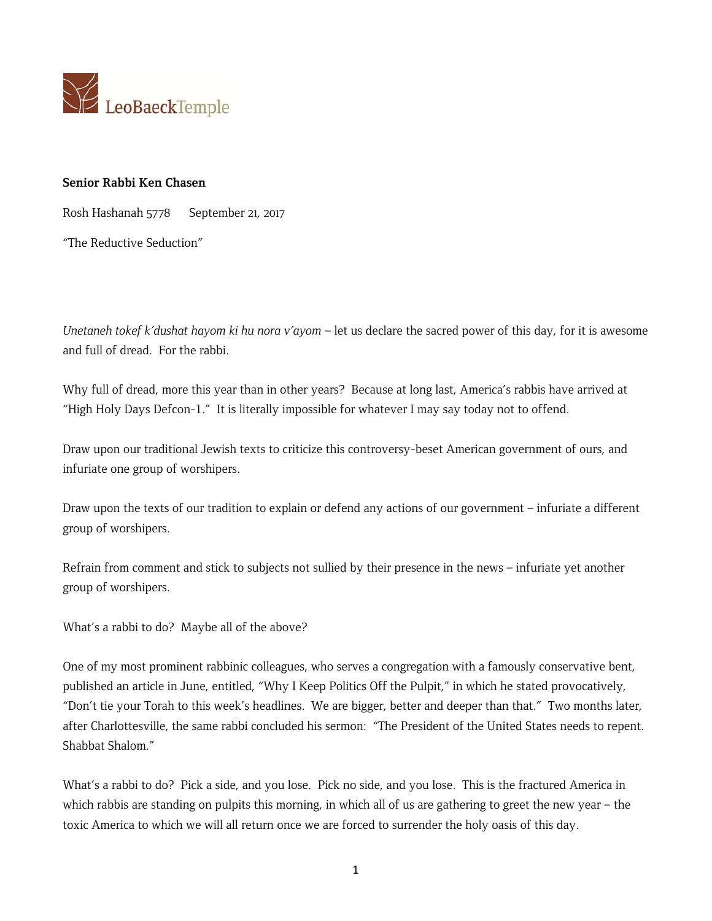LeoBaeckTemple

**Senior Rabbi Ken Chasen**

Rosh Hashanah 5778 September 21, 2017

"The Reductive Seduction"

*Unetaneh tokef k'dushat hayom ki hu nora v'ayom* – let us declare the sacred power of this day, for it is awesome and full of dread. For the rabbi.

Why full of dread, more this year than in other years? Because at long last, America's rabbis have arrived at "High Holy Days Defcon-1." It is literally impossible for whatever I may say today not to offend.

Draw upon our traditional Jewish texts to criticize this controversy-beset American government of ours, and infuriate one group of worshipers.

Draw upon the texts of our tradition to explain or defend any actions of our government – infuriate a different group of worshipers.

Refrain from comment and stick to subjects not sullied by their presence in the news – infuriate yet another group of worshipers.

What's a rabbi to do? Maybe all of the above?

One of my most prominent rabbinic colleagues, who serves a congregation with a famously conservative bent, published an article in June, entitled, "Why I Keep Politics Off the Pulpit," in which he stated provocatively, "Don't tie your Torah to this week's headlines. We are bigger, better and deeper than that." Two months later, after Charlottesville, the same rabbi concluded his sermon: "The President of the United States needs to repent. Shabbat Shalom."

What's a rabbi to do? Pick a side, and you lose. Pick no side, and you lose. This is the fractured America in which rabbis are standing on pulpits this morning, in which all of us are gathering to greet the new year – the toxic America to which we will all return once we are forced to surrender the holy oasis of this day.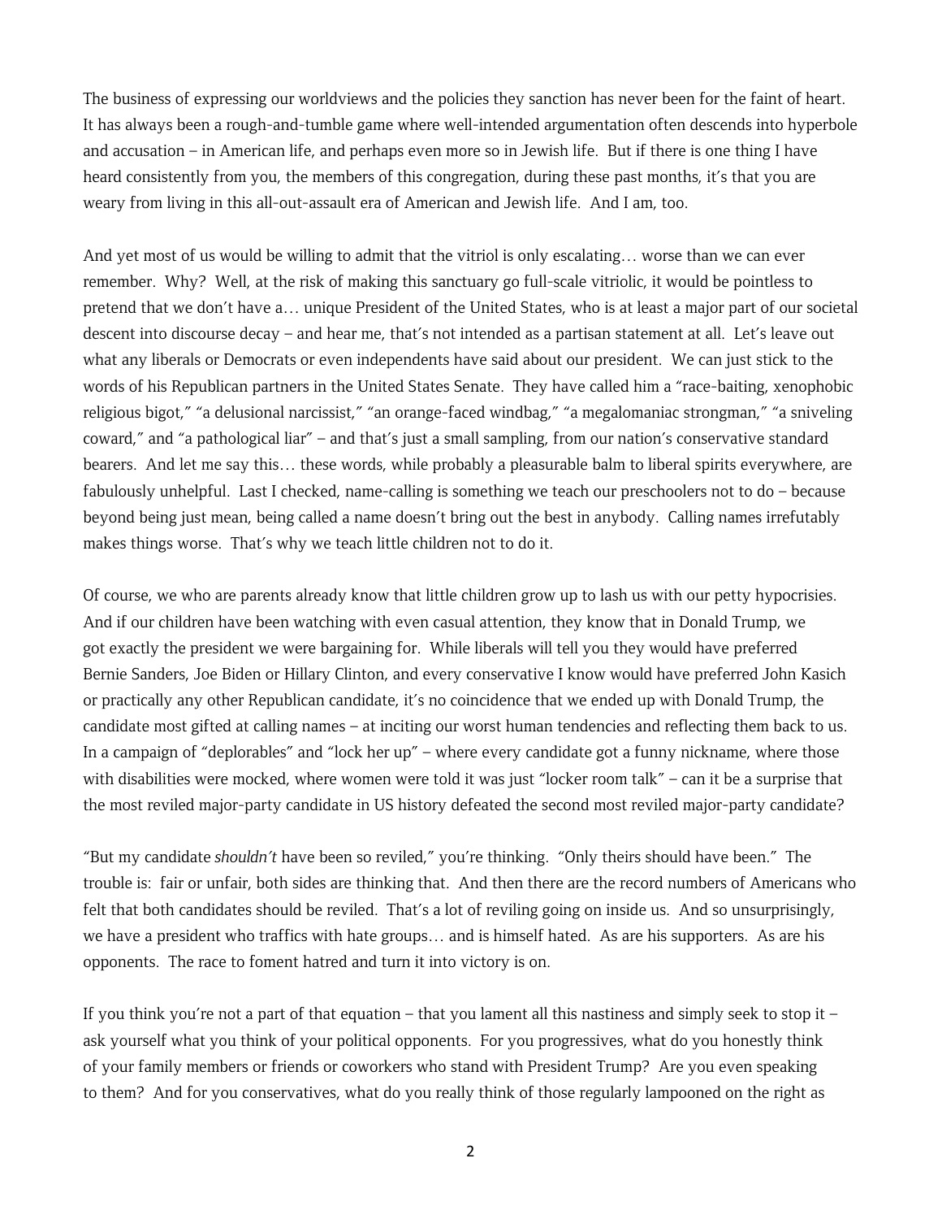The business of expressing our worldviews and the policies they sanction has never been for the faint of heart. It has always been a rough-and-tumble game where well-intended argumentation often descends into hyperbole and accusation – in American life, and perhaps even more so in Jewish life. But if there is one thing I have heard consistently from you, the members of this congregation, during these past months, it's that you are weary from living in this all-out-assault era of American and Jewish life. And I am, too.

And yet most of us would be willing to admit that the vitriol is only escalating… worse than we can ever remember. Why? Well, at the risk of making this sanctuary go full-scale vitriolic, it would be pointless to pretend that we don't have a… unique President of the United States, who is at least a major part of our societal descent into discourse decay – and hear me, that's not intended as a partisan statement at all. Let's leave out what any liberals or Democrats or even independents have said about our president. We can just stick to the words of his Republican partners in the United States Senate. They have called him a "race-baiting, xenophobic religious bigot," "a delusional narcissist," "an orange-faced windbag," "a megalomaniac strongman," "a sniveling coward," and "a pathological liar" – and that's just a small sampling, from our nation's conservative standard bearers. And let me say this… these words, while probably a pleasurable balm to liberal spirits everywhere, are fabulously unhelpful. Last I checked, name-calling is something we teach our preschoolers not to do – because beyond being just mean, being called a name doesn't bring out the best in anybody. Calling names irrefutably makes things worse. That's why we teach little children not to do it.

Of course, we who are parents already know that little children grow up to lash us with our petty hypocrisies. And if our children have been watching with even casual attention, they know that in Donald Trump, we got exactly the president we were bargaining for. While liberals will tell you they would have preferred Bernie Sanders, Joe Biden or Hillary Clinton, and every conservative I know would have preferred John Kasich or practically any other Republican candidate, it's no coincidence that we ended up with Donald Trump, the candidate most gifted at calling names – at inciting our worst human tendencies and reflecting them back to us. In a campaign of "deplorables" and "lock her up" – where every candidate got a funny nickname, where those with disabilities were mocked, where women were told it was just "locker room talk" – can it be a surprise that the most reviled major-party candidate in US history defeated the second most reviled major-party candidate?

"But my candidate *shouldn't* have been so reviled," you're thinking. "Only theirs should have been." The trouble is: fair or unfair, both sides are thinking that. And then there are the record numbers of Americans who felt that both candidates should be reviled. That's a lot of reviling going on inside us. And so unsurprisingly, we have a president who traffics with hate groups… and is himself hated. As are his supporters. As are his opponents. The race to foment hatred and turn it into victory is on.

If you think you're not a part of that equation – that you lament all this nastiness and simply seek to stop it – ask yourself what you think of your political opponents. For you progressives, what do you honestly think of your family members or friends or coworkers who stand with President Trump? Are you even speaking to them? And for you conservatives, what do you really think of those regularly lampooned on the right as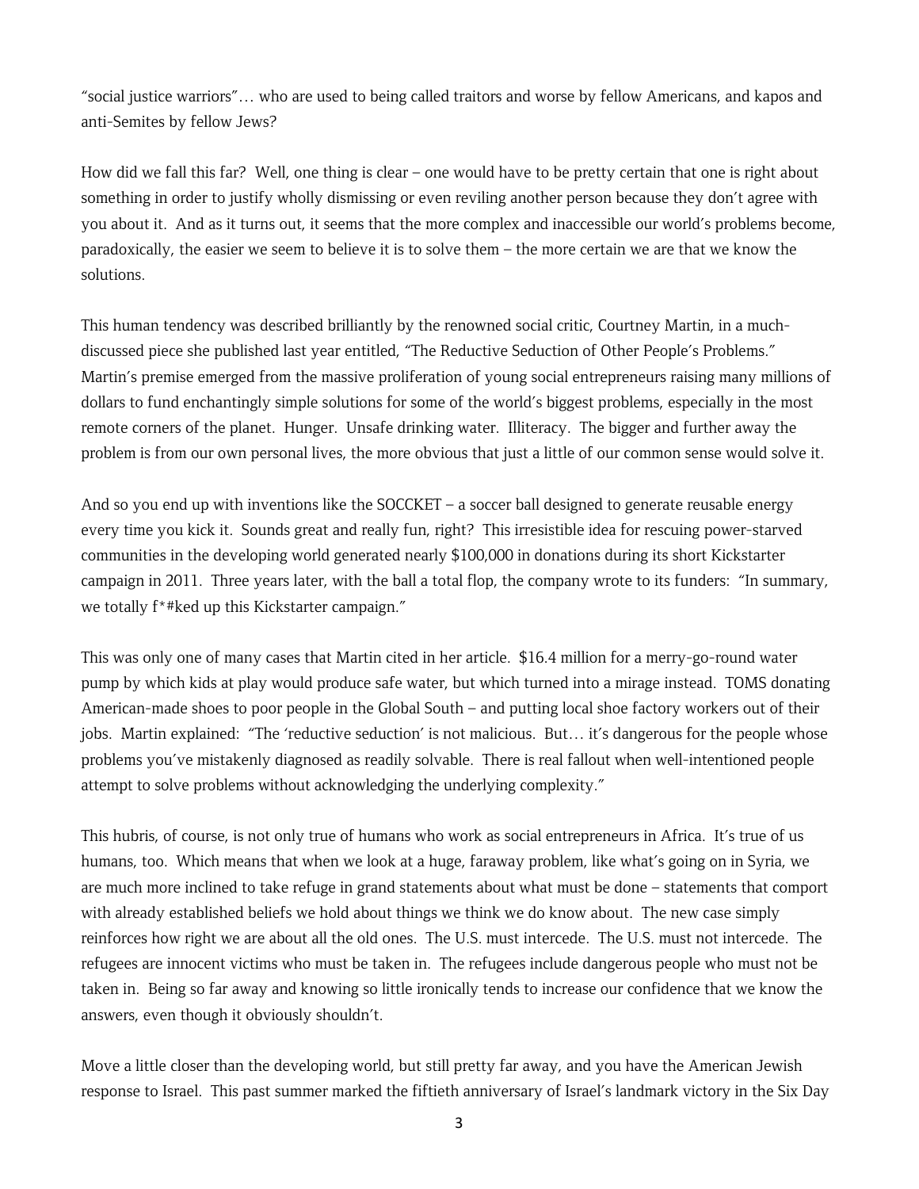"social justice warriors"… who are used to being called traitors and worse by fellow Americans, and kapos and anti-Semites by fellow Jews?

How did we fall this far? Well, one thing is clear – one would have to be pretty certain that one is right about something in order to justify wholly dismissing or even reviling another person because they don't agree with you about it. And as it turns out, it seems that the more complex and inaccessible our world's problems become, paradoxically, the easier we seem to believe it is to solve them – the more certain we are that we know the solutions.

This human tendency was described brilliantly by the renowned social critic, Courtney Martin, in a much-discussed piece she published last year entitled, "The Reductive Seduction of Other People's Problems." Martin's premise emerged from the massive proliferation of young social entrepreneurs raising many millions of dollars to fund enchantingly simple solutions for some of the world's biggest problems, especially in the most remote corners of the planet. Hunger. Unsafe drinking water. Illiteracy. The bigger and further away the problem is from our own personal lives, the more obvious that just a little of our common sense would solve it.

And so you end up with inventions like the SOCCKET – a soccer ball designed to generate reusable energy every time you kick it. Sounds great and really fun, right? This irresistible idea for rescuing power-starved communities in the developing world generated nearly $100,000 in donations during its short Kickstarter campaign in 2011. Three years later, with the ball a total flop, the company wrote to its funders: "In summary, we totally f*#ked up this Kickstarter campaign."

This was only one of many cases that Martin cited in her article. $16.4 million for a merry-go-round water pump by which kids at play would produce safe water, but which turned into a mirage instead. TOMS donating American-made shoes to poor people in the Global South – and putting local shoe factory workers out of their jobs. Martin explained: "The 'reductive seduction' is not malicious. But… it's dangerous for the people whose problems you've mistakenly diagnosed as readily solvable. There is real fallout when well-intentioned people attempt to solve problems without acknowledging the underlying complexity."

This hubris, of course, is not only true of humans who work as social entrepreneurs in Africa. It's true of us humans, too. Which means that when we look at a huge, faraway problem, like what's going on in Syria, we are much more inclined to take refuge in grand statements about what must be done – statements that comport with already established beliefs we hold about things we think we do know about. The new case simply reinforces how right we are about all the old ones. The U.S. must intercede. The U.S. must not intercede. The refugees are innocent victims who must be taken in. The refugees include dangerous people who must not be taken in. Being so far away and knowing so little ironically tends to increase our confidence that we know the answers, even though it obviously shouldn't.

Move a little closer than the developing world, but still pretty far away, and you have the American Jewish response to Israel. This past summer marked the fiftieth anniversary of Israel's landmark victory in the Six Day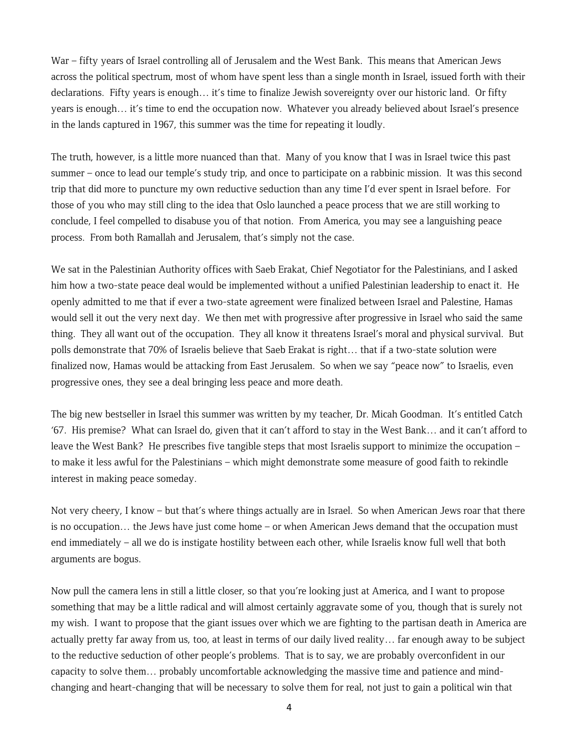War – fifty years of Israel controlling all of Jerusalem and the West Bank. This means that American Jews across the political spectrum, most of whom have spent less than a single month in Israel, issued forth with their declarations. Fifty years is enough… it's time to finalize Jewish sovereignty over our historic land. Or fifty years is enough… it's time to end the occupation now. Whatever you already believed about Israel's presence in the lands captured in 1967, this summer was the time for repeating it loudly.

The truth, however, is a little more nuanced than that. Many of you know that I was in Israel twice this past summer – once to lead our temple's study trip, and once to participate on a rabbinic mission. It was this second trip that did more to puncture my own reductive seduction than any time I'd ever spent in Israel before. For those of you who may still cling to the idea that Oslo launched a peace process that we are still working to conclude, I feel compelled to disabuse you of that notion. From America, you may see a languishing peace process. From both Ramallah and Jerusalem, that's simply not the case.

We sat in the Palestinian Authority offices with Saeb Erakat, Chief Negotiator for the Palestinians, and I asked him how a two-state peace deal would be implemented without a unified Palestinian leadership to enact it. He openly admitted to me that if ever a two-state agreement were finalized between Israel and Palestine, Hamas would sell it out the very next day. We then met with progressive after progressive in Israel who said the same thing. They all want out of the occupation. They all know it threatens Israel's moral and physical survival. But polls demonstrate that 70% of Israelis believe that Saeb Erakat is right… that if a two-state solution were finalized now, Hamas would be attacking from East Jerusalem. So when we say "peace now" to Israelis, even progressive ones, they see a deal bringing less peace and more death.

The big new bestseller in Israel this summer was written by my teacher, Dr. Micah Goodman. It's entitled Catch '67. His premise? What can Israel do, given that it can't afford to stay in the West Bank… and it can't afford to leave the West Bank? He prescribes five tangible steps that most Israelis support to minimize the occupation – to make it less awful for the Palestinians – which might demonstrate some measure of good faith to rekindle interest in making peace someday.

Not very cheery, I know – but that's where things actually are in Israel. So when American Jews roar that there is no occupation… the Jews have just come home – or when American Jews demand that the occupation must end immediately – all we do is instigate hostility between each other, while Israelis know full well that both arguments are bogus.

Now pull the camera lens in still a little closer, so that you're looking just at America, and I want to propose something that may be a little radical and will almost certainly aggravate some of you, though that is surely not my wish. I want to propose that the giant issues over which we are fighting to the partisan death in America are actually pretty far away from us, too, at least in terms of our daily lived reality… far enough away to be subject to the reductive seduction of other people's problems. That is to say, we are probably overconfident in our capacity to solve them… probably uncomfortable acknowledging the massive time and patience and mind-changing and heart-changing that will be necessary to solve them for real, not just to gain a political win that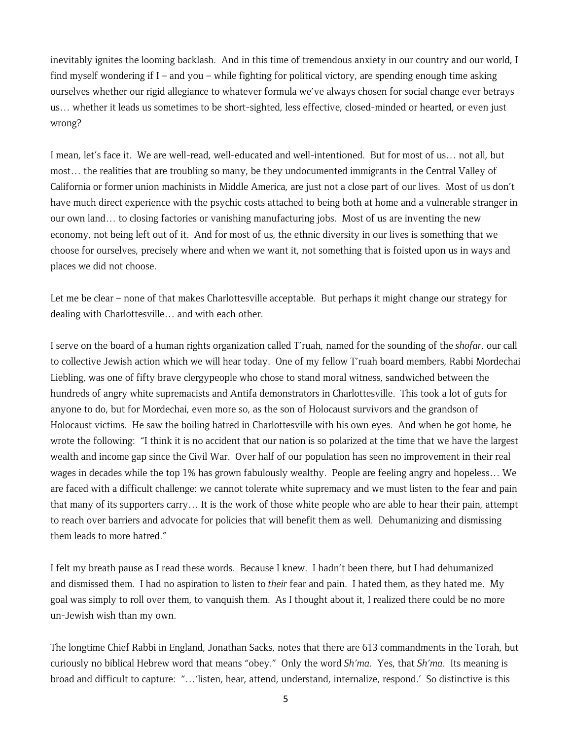inevitably ignites the looming backlash. And in this time of tremendous anxiety in our country and our world, I find myself wondering if I – and you – while fighting for political victory, are spending enough time asking ourselves whether our rigid allegiance to whatever formula we've always chosen for social change ever betrays us… whether it leads us sometimes to be short-sighted, less effective, closed-minded or hearted, or even just wrong?

I mean, let's face it. We are well-read, well-educated and well-intentioned. But for most of us… not all, but most… the realities that are troubling so many, be they undocumented immigrants in the Central Valley of California or former union machinists in Middle America, are just not a close part of our lives. Most of us don't have much direct experience with the psychic costs attached to being both at home and a vulnerable stranger in our own land… to closing factories or vanishing manufacturing jobs. Most of us are inventing the new economy, not being left out of it. And for most of us, the ethnic diversity in our lives is something that we choose for ourselves, precisely where and when we want it, not something that is foisted upon us in ways and places we did not choose.

Let me be clear – none of that makes Charlottesville acceptable. But perhaps it might change our strategy for dealing with Charlottesville… and with each other.

I serve on the board of a human rights organization called T'ruah, named for the sounding of the *shofar*, our call to collective Jewish action which we will hear today. One of my fellow T'ruah board members, Rabbi Mordechai Liebling, was one of fifty brave clergypeople who chose to stand moral witness, sandwiched between the hundreds of angry white supremacists and Antifa demonstrators in Charlottesville. This took a lot of guts for anyone to do, but for Mordechai, even more so, as the son of Holocaust survivors and the grandson of Holocaust victims. He saw the boiling hatred in Charlottesville with his own eyes. And when he got home, he wrote the following: "I think it is no accident that our nation is so polarized at the time that we have the largest wealth and income gap since the Civil War. Over half of our population has seen no improvement in their real wages in decades while the top 1% has grown fabulously wealthy. People are feeling angry and hopeless… We are faced with a difficult challenge: we cannot tolerate white supremacy and we must listen to the fear and pain that many of its supporters carry… It is the work of those white people who are able to hear their pain, attempt to reach over barriers and advocate for policies that will benefit them as well. Dehumanizing and dismissing them leads to more hatred."

I felt my breath pause as I read these words. Because I knew. I hadn't been there, but I had dehumanized and dismissed them. I had no aspiration to listen to *their* fear and pain. I hated them, as they hated me. My goal was simply to roll over them, to vanquish them. As I thought about it, I realized there could be no more un-Jewish wish than my own.

The longtime Chief Rabbi in England, Jonathan Sacks, notes that there are 613 commandments in the Torah, but curiously no biblical Hebrew word that means "obey." Only the word *Sh'ma*. Yes, that *Sh'ma*. Its meaning is broad and difficult to capture: "…'listen, hear, attend, understand, internalize, respond.' So distinctive is this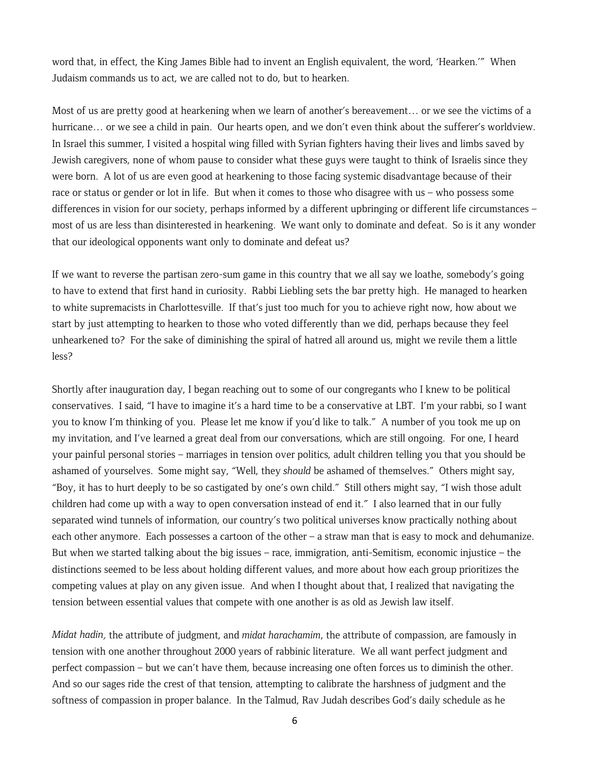word that, in effect, the King James Bible had to invent an English equivalent, the word, 'Hearken.'" When Judaism commands us to act, we are called not to do, but to hearken.

Most of us are pretty good at hearkening when we learn of another's bereavement… or we see the victims of a hurricane… or we see a child in pain. Our hearts open, and we don't even think about the sufferer's worldview. In Israel this summer, I visited a hospital wing filled with Syrian fighters having their lives and limbs saved by Jewish caregivers, none of whom pause to consider what these guys were taught to think of Israelis since they were born. A lot of us are even good at hearkening to those facing systemic disadvantage because of their race or status or gender or lot in life. But when it comes to those who disagree with us – who possess some differences in vision for our society, perhaps informed by a different upbringing or different life circumstances – most of us are less than disinterested in hearkening. We want only to dominate and defeat. So is it any wonder that our ideological opponents want only to dominate and defeat us?

If we want to reverse the partisan zero-sum game in this country that we all say we loathe, somebody's going to have to extend that first hand in curiosity. Rabbi Liebling sets the bar pretty high. He managed to hearken to white supremacists in Charlottesville. If that's just too much for you to achieve right now, how about we start by just attempting to hearken to those who voted differently than we did, perhaps because they feel unhearkened to? For the sake of diminishing the spiral of hatred all around us, might we revile them a little less?

Shortly after inauguration day, I began reaching out to some of our congregants who I knew to be political conservatives. I said, "I have to imagine it's a hard time to be a conservative at LBT. I'm your rabbi, so I want you to know I'm thinking of you. Please let me know if you'd like to talk." A number of you took me up on my invitation, and I've learned a great deal from our conversations, which are still ongoing. For one, I heard your painful personal stories – marriages in tension over politics, adult children telling you that you should be ashamed of yourselves. Some might say, "Well, they *should* be ashamed of themselves." Others might say, "Boy, it has to hurt deeply to be so castigated by one's own child." Still others might say, "I wish those adult children had come up with a way to open conversation instead of end it." I also learned that in our fully separated wind tunnels of information, our country's two political universes know practically nothing about each other anymore. Each possesses a cartoon of the other – a straw man that is easy to mock and dehumanize. But when we started talking about the big issues – race, immigration, anti-Semitism, economic injustice – the distinctions seemed to be less about holding different values, and more about how each group prioritizes the competing values at play on any given issue. And when I thought about that, I realized that navigating the tension between essential values that compete with one another is as old as Jewish law itself.

*Midat hadin,* the attribute of judgment, and *midat harachamim*, the attribute of compassion, are famously in tension with one another throughout 2000 years of rabbinic literature. We all want perfect judgment and perfect compassion – but we can't have them, because increasing one often forces us to diminish the other. And so our sages ride the crest of that tension, attempting to calibrate the harshness of judgment and the softness of compassion in proper balance. In the Talmud, Rav Judah describes God's daily schedule as he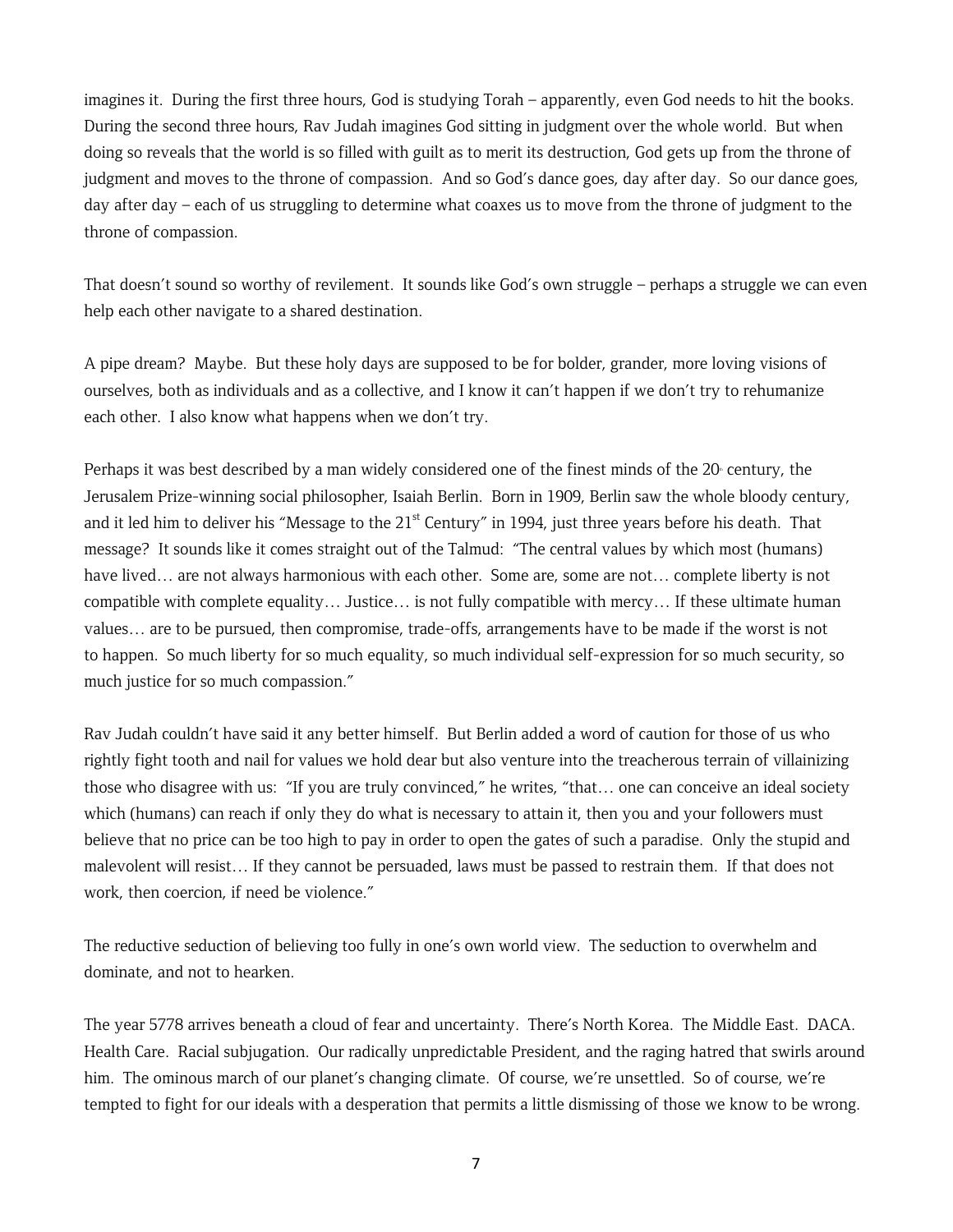imagines it. During the first three hours, God is studying Torah – apparently, even God needs to hit the books. During the second three hours, Rav Judah imagines God sitting in judgment over the whole world. But when doing so reveals that the world is so filled with guilt as to merit its destruction, God gets up from the throne of judgment and moves to the throne of compassion. And so God's dance goes, day after day. So our dance goes, day after day – each of us struggling to determine what coaxes us to move from the throne of judgment to the throne of compassion.

That doesn't sound so worthy of revilement. It sounds like God's own struggle – perhaps a struggle we can even help each other navigate to a shared destination.

A pipe dream? Maybe. But these holy days are supposed to be for bolder, grander, more loving visions of ourselves, both as individuals and as a collective, and I know it can't happen if we don't try to rehumanize each other. I also know what happens when we don't try.

Perhaps it was best described by a man widely considered one of the finest minds of the 20th century, the Jerusalem Prize-winning social philosopher, Isaiah Berlin. Born in 1909, Berlin saw the whole bloody century, and it led him to deliver his "Message to the 21st Century" in 1994, just three years before his death. That message? It sounds like it comes straight out of the Talmud: "The central values by which most (humans) have lived… are not always harmonious with each other. Some are, some are not… complete liberty is not compatible with complete equality… Justice… is not fully compatible with mercy… If these ultimate human values… are to be pursued, then compromise, trade-offs, arrangements have to be made if the worst is not to happen. So much liberty for so much equality, so much individual self-expression for so much security, so much justice for so much compassion."

Rav Judah couldn't have said it any better himself. But Berlin added a word of caution for those of us who rightly fight tooth and nail for values we hold dear but also venture into the treacherous terrain of villainizing those who disagree with us: "If you are truly convinced," he writes, "that… one can conceive an ideal society which (humans) can reach if only they do what is necessary to attain it, then you and your followers must believe that no price can be too high to pay in order to open the gates of such a paradise. Only the stupid and malevolent will resist… If they cannot be persuaded, laws must be passed to restrain them. If that does not work, then coercion, if need be violence."

The reductive seduction of believing too fully in one's own world view. The seduction to overwhelm and dominate, and not to hearken.

The year 5778 arrives beneath a cloud of fear and uncertainty. There's North Korea. The Middle East. DACA. Health Care. Racial subjugation. Our radically unpredictable President, and the raging hatred that swirls around him. The ominous march of our planet's changing climate. Of course, we're unsettled. So of course, we're tempted to fight for our ideals with a desperation that permits a little dismissing of those we know to be wrong.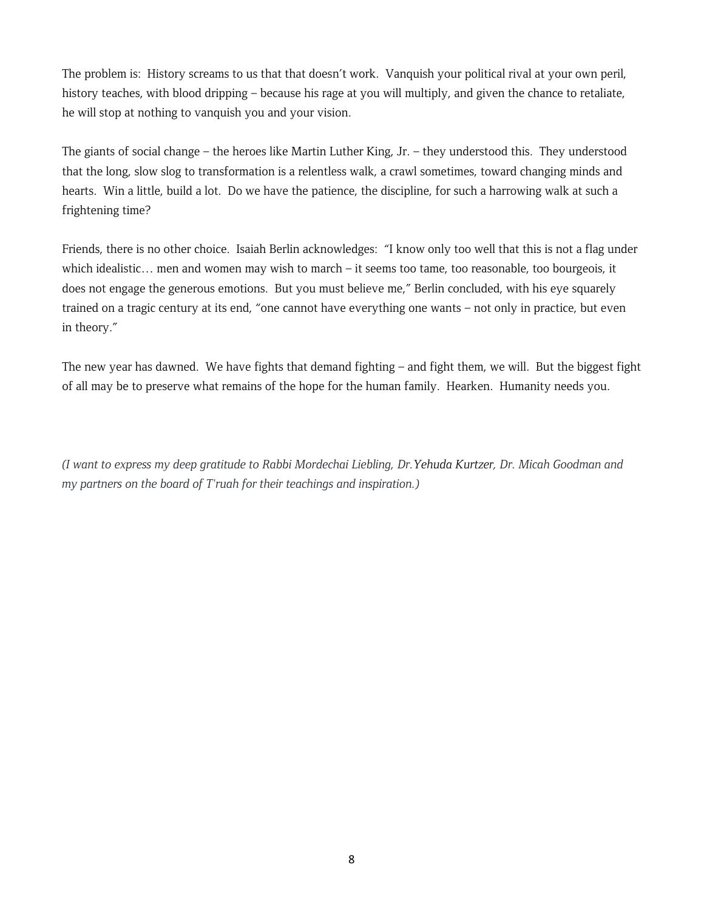The problem is: History screams to us that that doesn't work. Vanquish your political rival at your own peril, history teaches, with blood dripping – because his rage at you will multiply, and given the chance to retaliate, he will stop at nothing to vanquish you and your vision.

The giants of social change – the heroes like Martin Luther King, Jr. – they understood this. They understood that the long, slow slog to transformation is a relentless walk, a crawl sometimes, toward changing minds and hearts. Win a little, build a lot. Do we have the patience, the discipline, for such a harrowing walk at such a frightening time?

Friends, there is no other choice. Isaiah Berlin acknowledges: "I know only too well that this is not a flag under which idealistic… men and women may wish to march – it seems too tame, too reasonable, too bourgeois, it does not engage the generous emotions. But you must believe me," Berlin concluded, with his eye squarely trained on a tragic century at its end, "one cannot have everything one wants – not only in practice, but even in theory."

The new year has dawned. We have fights that demand fighting – and fight them, we will. But the biggest fight of all may be to preserve what remains of the hope for the human family. Hearken. Humanity needs you.

*(I want to express my deep gratitude to Rabbi Mordechai Liebling, Dr. Yehuda Kurtzer, Dr. Micah Goodman and my partners on the board of T'ruah for their teachings and inspiration.)*